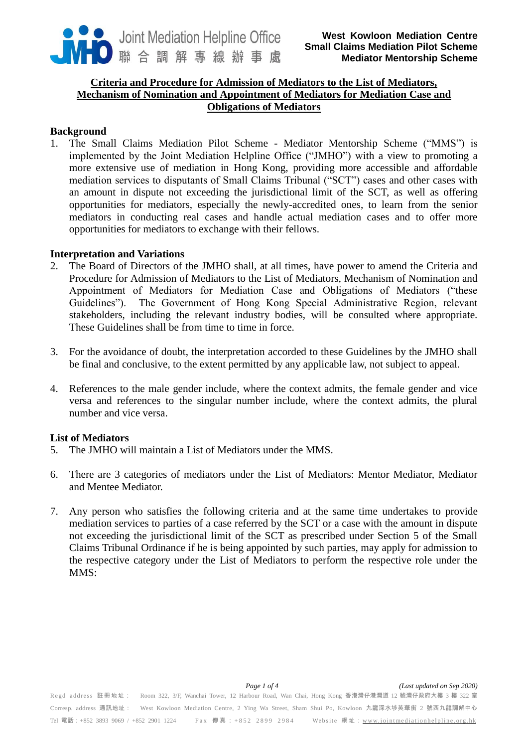**West Kowloon Mediation Centre**
**Small Claims Mediation Pilot Scheme**
**Mediator Mentorship Scheme**

# Criteria and Procedure for Admission of Mediators to the List of Mediators, Mechanism of Nomination and Appointment of Mediators for Mediation Case and Obligations of Mediators

## Background

1. The Small Claims Mediation Pilot Scheme - Mediator Mentorship Scheme ("MMS") is implemented by the Joint Mediation Helpline Office ("JMHO") with a view to promoting a more extensive use of mediation in Hong Kong, providing more accessible and affordable mediation services to disputants of Small Claims Tribunal ("SCT") cases and other cases with an amount in dispute not exceeding the jurisdictional limit of the SCT, as well as offering opportunities for mediators, especially the newly-accredited ones, to learn from the senior mediators in conducting real cases and handle actual mediation cases and to offer more opportunities for mediators to exchange with their fellows.

## Interpretation and Variations

2. The Board of Directors of the JMHO shall, at all times, have power to amend the Criteria and Procedure for Admission of Mediators to the List of Mediators, Mechanism of Nomination and Appointment of Mediators for Mediation Case and Obligations of Mediators ("these Guidelines"). The Government of Hong Kong Special Administrative Region, relevant stakeholders, including the relevant industry bodies, will be consulted where appropriate. These Guidelines shall be from time to time in force.

3. For the avoidance of doubt, the interpretation accorded to these Guidelines by the JMHO shall be final and conclusive, to the extent permitted by any applicable law, not subject to appeal.

4. References to the male gender include, where the context admits, the female gender and vice versa and references to the singular number include, where the context admits, the plural number and vice versa.

## List of Mediators

5. The JMHO will maintain a List of Mediators under the MMS.

6. There are 3 categories of mediators under the List of Mediators: Mentor Mediator, Mediator and Mentee Mediator.

7. Any person who satisfies the following criteria and at the same time undertakes to provide mediation services to parties of a case referred by the SCT or a case with the amount in dispute not exceeding the jurisdictional limit of the SCT as prescribed under Section 5 of the Small Claims Tribunal Ordinance if he is being appointed by such parties, may apply for admission to the respective category under the List of Mediators to perform the respective role under the MMS: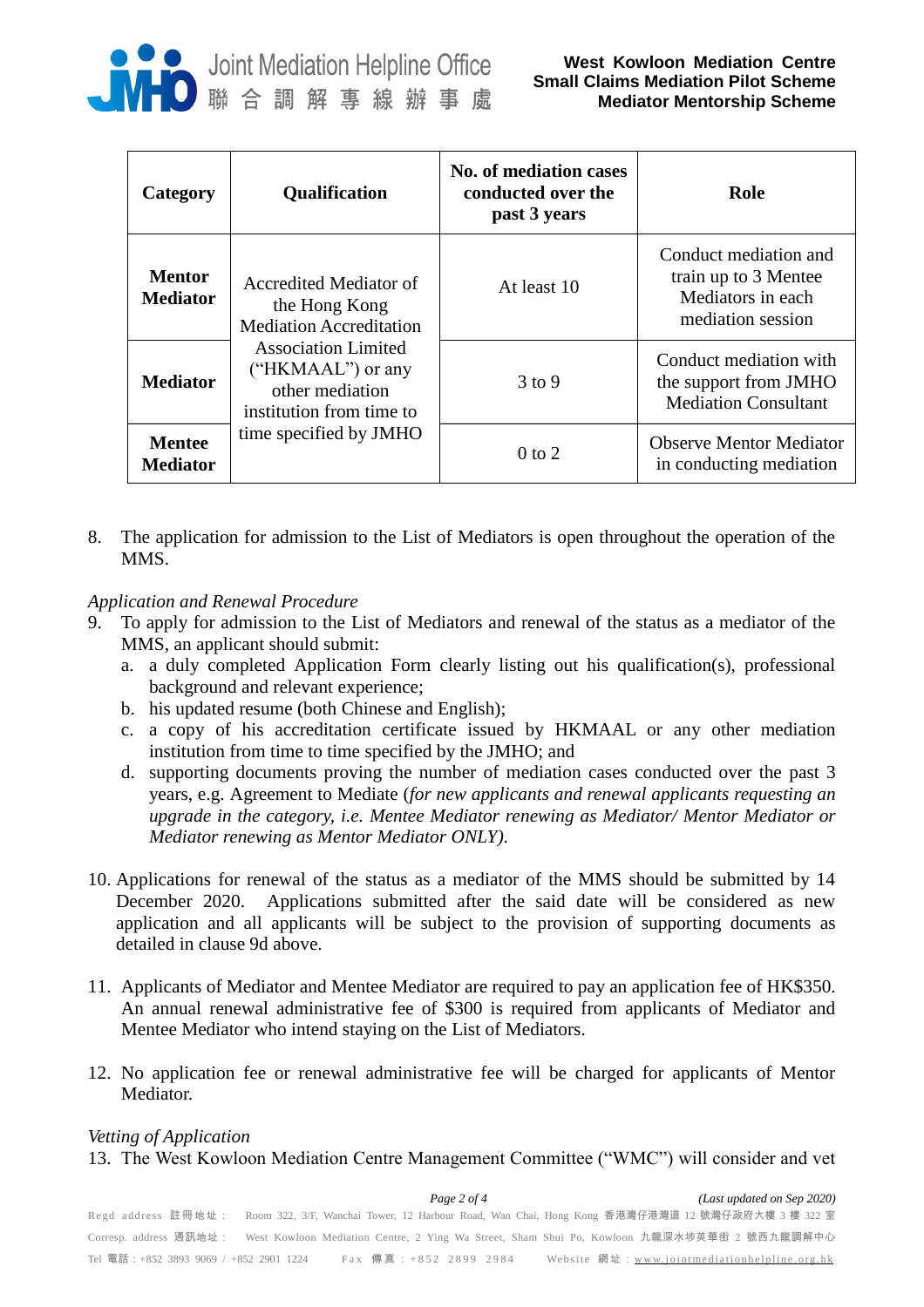| Category | Qualification | No. of mediation cases conducted over the past 3 years | Role |
|---|---|---|---|
| **Mentor Mediator** | Accredited Mediator of the Hong Kong Mediation Accreditation Association Limited ("HKMAAL") or any other mediation institution from time to time specified by JMHO | At least 10 | Conduct mediation and train up to 3 Mentee Mediators in each mediation session |
| **Mediator** | | 3 to 9 | Conduct mediation with the support from JMHO Mediation Consultant |
| **Mentee Mediator** | | 0 to 2 | Observe Mentor Mediator in conducting mediation |

8. The application for admission to the List of Mediators is open throughout the operation of the MMS.

*Application and Renewal Procedure*

9. To apply for admission to the List of Mediators and renewal of the status as a mediator of the MMS, an applicant should submit:
   a. a duly completed Application Form clearly listing out his qualification(s), professional background and relevant experience;
   b. his updated resume (both Chinese and English);
   c. a copy of his accreditation certificate issued by HKMAAL or any other mediation institution from time to time specified by the JMHO; and
   d. supporting documents proving the number of mediation cases conducted over the past 3 years, e.g. Agreement to Mediate (*for new applicants and renewal applicants requesting an upgrade in the category, i.e. Mentee Mediator renewing as Mediator/ Mentor Mediator or Mediator renewing as Mentor Mediator ONLY).*

10. Applications for renewal of the status as a mediator of the MMS should be submitted by 14 December 2020. Applications submitted after the said date will be considered as new application and all applicants will be subject to the provision of supporting documents as detailed in clause 9d above.

11. Applicants of Mediator and Mentee Mediator are required to pay an application fee of HK$350. An annual renewal administrative fee of $300 is required from applicants of Mediator and Mentee Mediator who intend staying on the List of Mediators.

12. No application fee or renewal administrative fee will be charged for applicants of Mentor Mediator.

*Vetting of Application*

13. The West Kowloon Mediation Centre Management Committee ("WMC") will consider and vet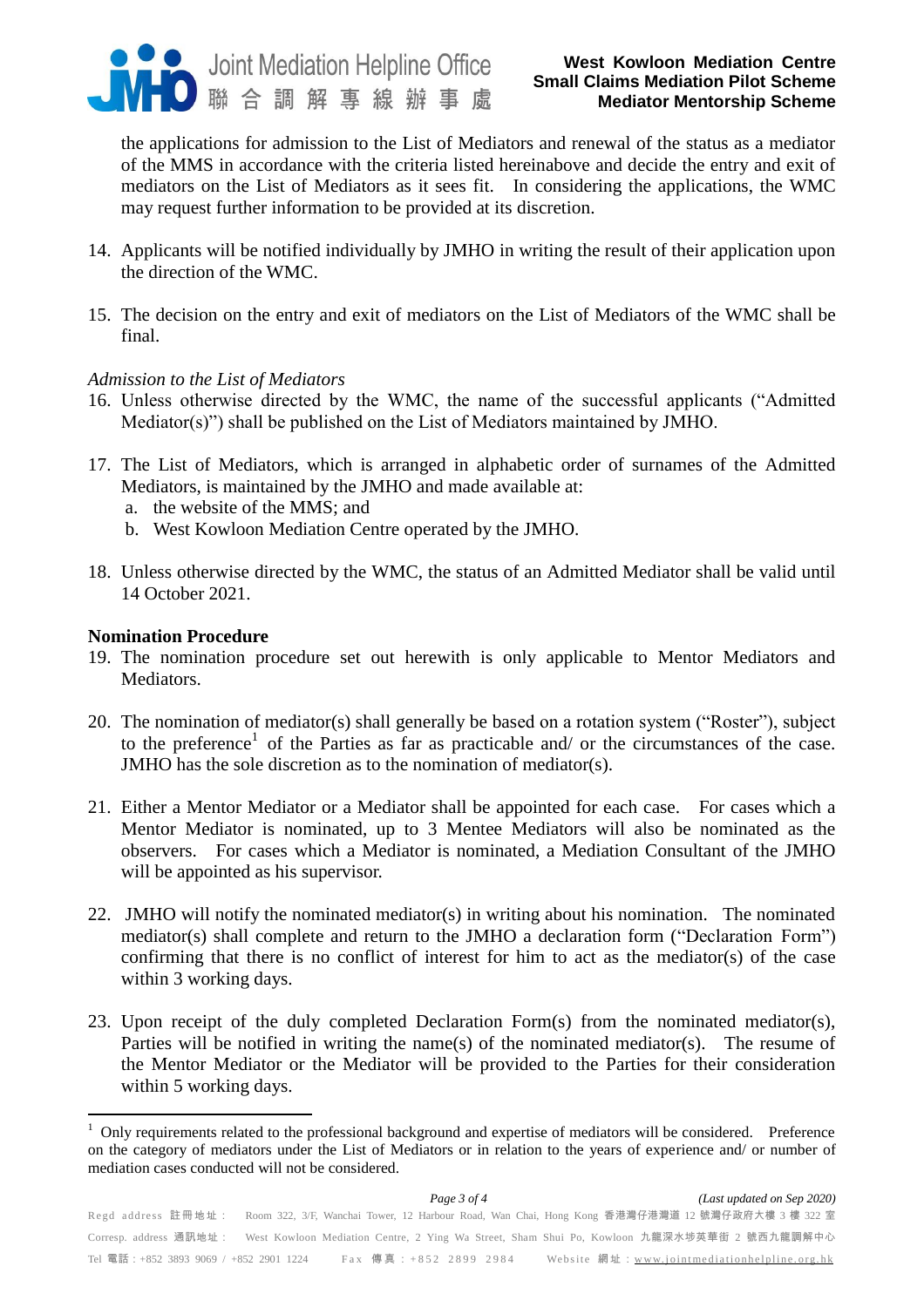the applications for admission to the List of Mediators and renewal of the status as a mediator of the MMS in accordance with the criteria listed hereinabove and decide the entry and exit of mediators on the List of Mediators as it sees fit. In considering the applications, the WMC may request further information to be provided at its discretion.

14. Applicants will be notified individually by JMHO in writing the result of their application upon the direction of the WMC.

15. The decision on the entry and exit of mediators on the List of Mediators of the WMC shall be final.

*Admission to the List of Mediators*

16. Unless otherwise directed by the WMC, the name of the successful applicants ("Admitted Mediator(s)") shall be published on the List of Mediators maintained by JMHO.

17. The List of Mediators, which is arranged in alphabetic order of surnames of the Admitted Mediators, is maintained by the JMHO and made available at:
    a. the website of the MMS; and
    b. West Kowloon Mediation Centre operated by the JMHO.

18. Unless otherwise directed by the WMC, the status of an Admitted Mediator shall be valid until 14 October 2021.

**Nomination Procedure**

19. The nomination procedure set out herewith is only applicable to Mentor Mediators and Mediators.

20. The nomination of mediator(s) shall generally be based on a rotation system ("Roster"), subject to the preference[1] of the Parties as far as practicable and/ or the circumstances of the case. JMHO has the sole discretion as to the nomination of mediator(s).

21. Either a Mentor Mediator or a Mediator shall be appointed for each case. For cases which a Mentor Mediator is nominated, up to 3 Mentee Mediators will also be nominated as the observers. For cases which a Mediator is nominated, a Mediation Consultant of the JMHO will be appointed as his supervisor.

22. JMHO will notify the nominated mediator(s) in writing about his nomination. The nominated mediator(s) shall complete and return to the JMHO a declaration form ("Declaration Form") confirming that there is no conflict of interest for him to act as the mediator(s) of the case within 3 working days.

23. Upon receipt of the duly completed Declaration Form(s) from the nominated mediator(s), Parties will be notified in writing the name(s) of the nominated mediator(s). The resume of the Mentor Mediator or the Mediator will be provided to the Parties for their consideration within 5 working days.

---

[1] Only requirements related to the professional background and expertise of mediators will be considered. Preference on the category of mediators under the List of Mediators or in relation to the years of experience and/ or number of mediation cases conducted will not be considered.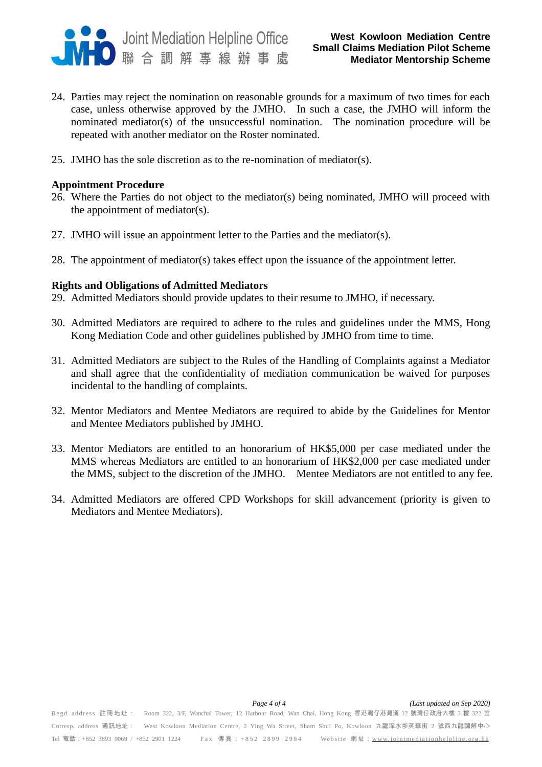24. Parties may reject the nomination on reasonable grounds for a maximum of two times for each case, unless otherwise approved by the JMHO. In such a case, the JMHO will inform the nominated mediator(s) of the unsuccessful nomination. The nomination procedure will be repeated with another mediator on the Roster nominated.

25. JMHO has the sole discretion as to the re-nomination of mediator(s).

**Appointment Procedure**

26. Where the Parties do not object to the mediator(s) being nominated, JMHO will proceed with the appointment of mediator(s).

27. JMHO will issue an appointment letter to the Parties and the mediator(s).

28. The appointment of mediator(s) takes effect upon the issuance of the appointment letter.

**Rights and Obligations of Admitted Mediators**

29. Admitted Mediators should provide updates to their resume to JMHO, if necessary.

30. Admitted Mediators are required to adhere to the rules and guidelines under the MMS, Hong Kong Mediation Code and other guidelines published by JMHO from time to time.

31. Admitted Mediators are subject to the Rules of the Handling of Complaints against a Mediator and shall agree that the confidentiality of mediation communication be waived for purposes incidental to the handling of complaints.

32. Mentor Mediators and Mentee Mediators are required to abide by the Guidelines for Mentor and Mentee Mediators published by JMHO.

33. Mentor Mediators are entitled to an honorarium of HK$5,000 per case mediated under the MMS whereas Mediators are entitled to an honorarium of HK$2,000 per case mediated under the MMS, subject to the discretion of the JMHO. Mentee Mediators are not entitled to any fee.

34. Admitted Mediators are offered CPD Workshops for skill advancement (priority is given to Mediators and Mentee Mediators).

*(Last updated on Sep 2020)*